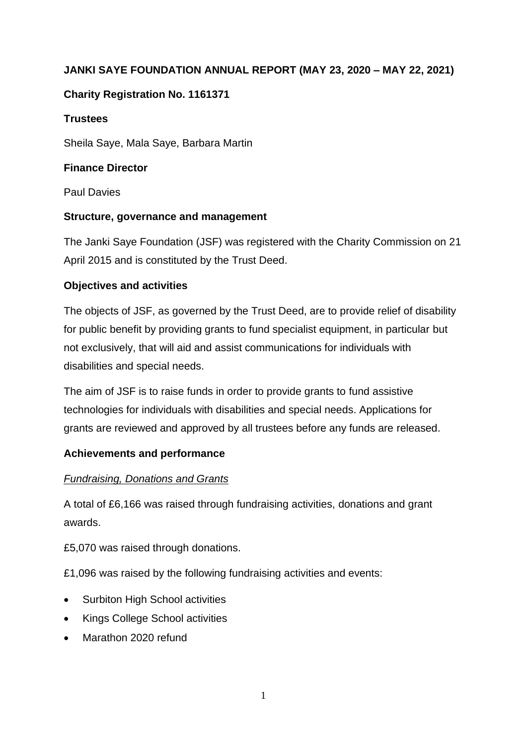**JANKI SAYE FOUNDATION ANNUAL REPORT (MAY 23, 2020 – MAY 22, 2021)**

**Charity Registration No. 1161371**

**Trustees**

Sheila Saye, Mala Saye, Barbara Martin

**Finance Director**

Paul Davies

**Structure, governance and management**

The Janki Saye Foundation (JSF) was registered with the Charity Commission on 21 April 2015 and is constituted by the Trust Deed.

**Objectives and activities**

The objects of JSF, as governed by the Trust Deed, are to provide relief of disability for public benefit by providing grants to fund specialist equipment, in particular but not exclusively, that will aid and assist communications for individuals with disabilities and special needs.

The aim of JSF is to raise funds in order to provide grants to fund assistive technologies for individuals with disabilities and special needs. Applications for grants are reviewed and approved by all trustees before any funds are released.

**Achievements and performance**

*Fundraising, Donations and Grants*

A total of £6,166 was raised through fundraising activities, donations and grant awards.

£5,070 was raised through donations.

£1,096 was raised by the following fundraising activities and events:

- Surbiton High School activities
- Kings College School activities
- Marathon 2020 refund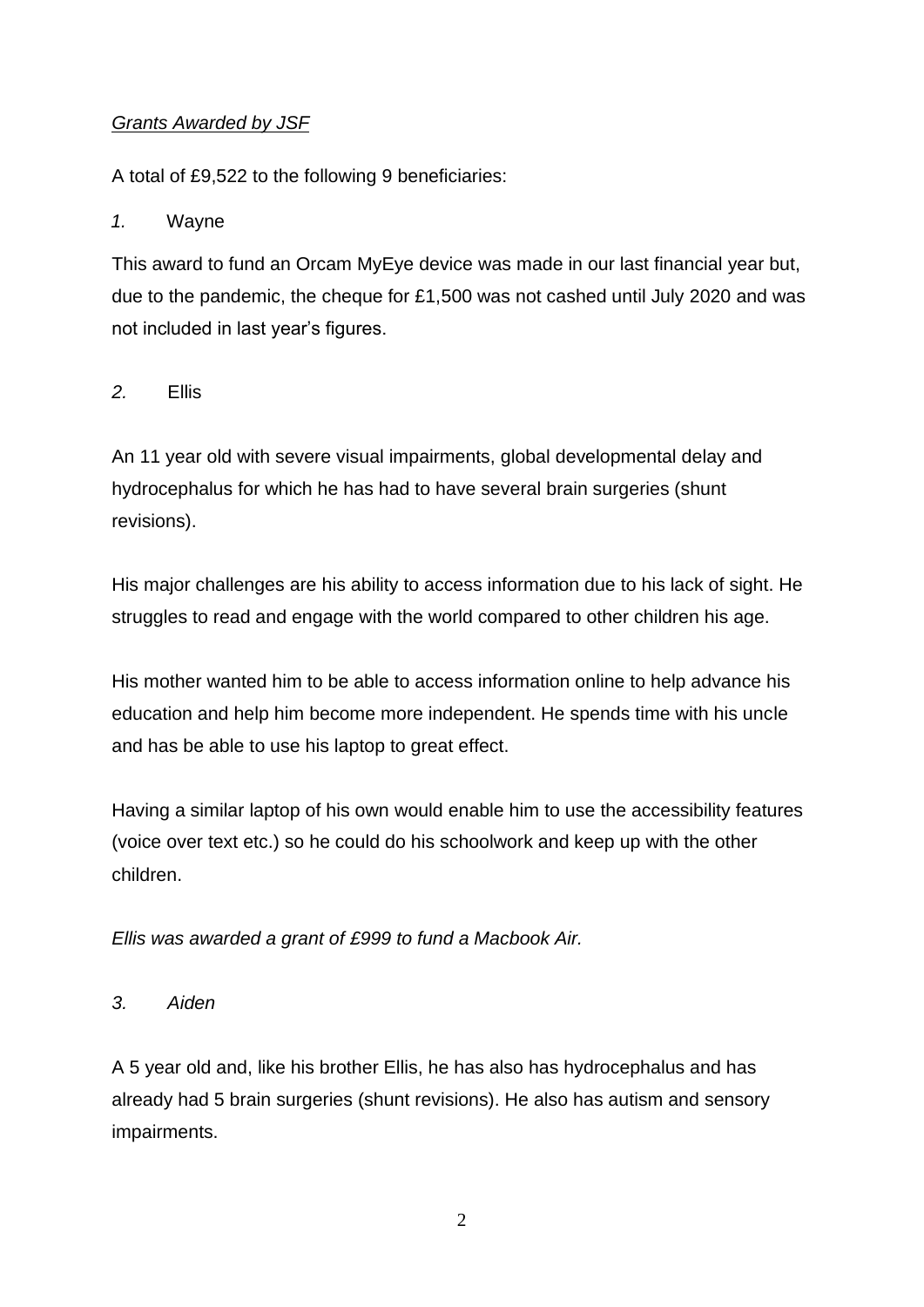*Grants Awarded by JSF*

A total of £9,522 to the following 9 beneficiaries:

*1.* Wayne

This award to fund an Orcam MyEye device was made in our last financial year but, due to the pandemic, the cheque for £1,500 was not cashed until July 2020 and was not included in last year's figures.

*2.* Ellis

An 11 year old with severe visual impairments, global developmental delay and hydrocephalus for which he has had to have several brain surgeries (shunt revisions).

His major challenges are his ability to access information due to his lack of sight. He struggles to read and engage with the world compared to other children his age.

His mother wanted him to be able to access information online to help advance his education and help him become more independent. He spends time with his uncle and has be able to use his laptop to great effect.

Having a similar laptop of his own would enable him to use the accessibility features (voice over text etc.) so he could do his schoolwork and keep up with the other children.

*Ellis was awarded a grant of £999 to fund a Macbook Air.*

*3. Aiden*

A 5 year old and, like his brother Ellis, he has also has hydrocephalus and has already had 5 brain surgeries (shunt revisions). He also has autism and sensory impairments.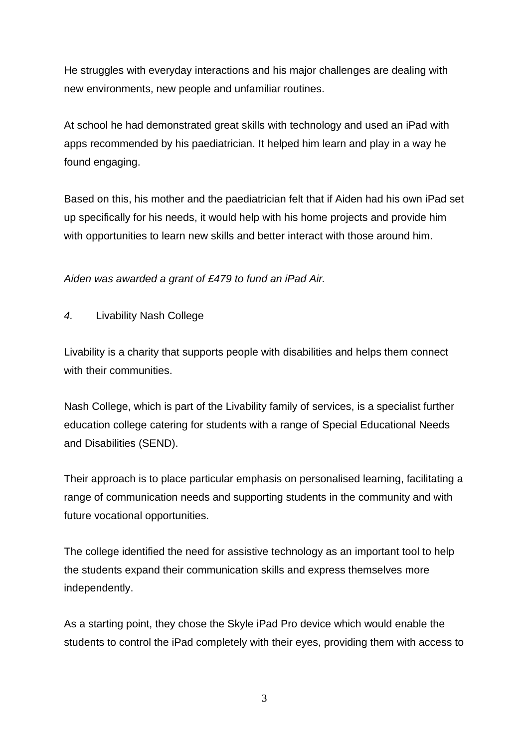He struggles with everyday interactions and his major challenges are dealing with new environments, new people and unfamiliar routines.

At school he had demonstrated great skills with technology and used an iPad with apps recommended by his paediatrician. It helped him learn and play in a way he found engaging.

Based on this, his mother and the paediatrician felt that if Aiden had his own iPad set up specifically for his needs, it would help with his home projects and provide him with opportunities to learn new skills and better interact with those around him.

*Aiden was awarded a grant of £479 to fund an iPad Air.*

*4.* Livability Nash College

Livability is a charity that supports people with disabilities and helps them connect with their communities.

Nash College, which is part of the Livability family of services, is a specialist further education college catering for students with a range of Special Educational Needs and Disabilities (SEND).

Their approach is to place particular emphasis on personalised learning, facilitating a range of communication needs and supporting students in the community and with future vocational opportunities.

The college identified the need for assistive technology as an important tool to help the students expand their communication skills and express themselves more independently.

As a starting point, they chose the Skyle iPad Pro device which would enable the students to control the iPad completely with their eyes, providing them with access to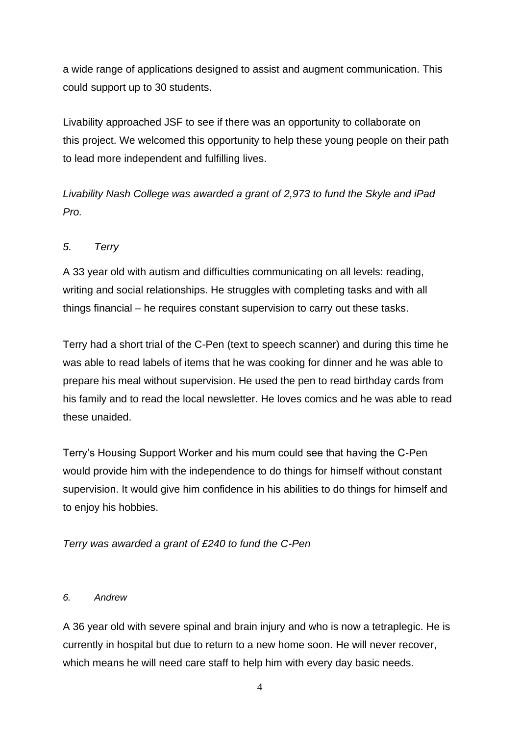a wide range of applications designed to assist and augment communication. This could support up to 30 students.

Livability approached JSF to see if there was an opportunity to collaborate on this project. We welcomed this opportunity to help these young people on their path to lead more independent and fulfilling lives.

*Livability Nash College was awarded a grant of 2,973 to fund the Skyle and iPad Pro.*

*5. Terry*

A 33 year old with autism and difficulties communicating on all levels: reading, writing and social relationships. He struggles with completing tasks and with all things financial – he requires constant supervision to carry out these tasks.

Terry had a short trial of the C-Pen (text to speech scanner) and during this time he was able to read labels of items that he was cooking for dinner and he was able to prepare his meal without supervision. He used the pen to read birthday cards from his family and to read the local newsletter. He loves comics and he was able to read these unaided.

Terry's Housing Support Worker and his mum could see that having the C-Pen would provide him with the independence to do things for himself without constant supervision. It would give him confidence in his abilities to do things for himself and to enjoy his hobbies.

*Terry was awarded a grant of £240 to fund the C-Pen*

*6. Andrew*

A 36 year old with severe spinal and brain injury and who is now a tetraplegic. He is currently in hospital but due to return to a new home soon. He will never recover, which means he will need care staff to help him with every day basic needs.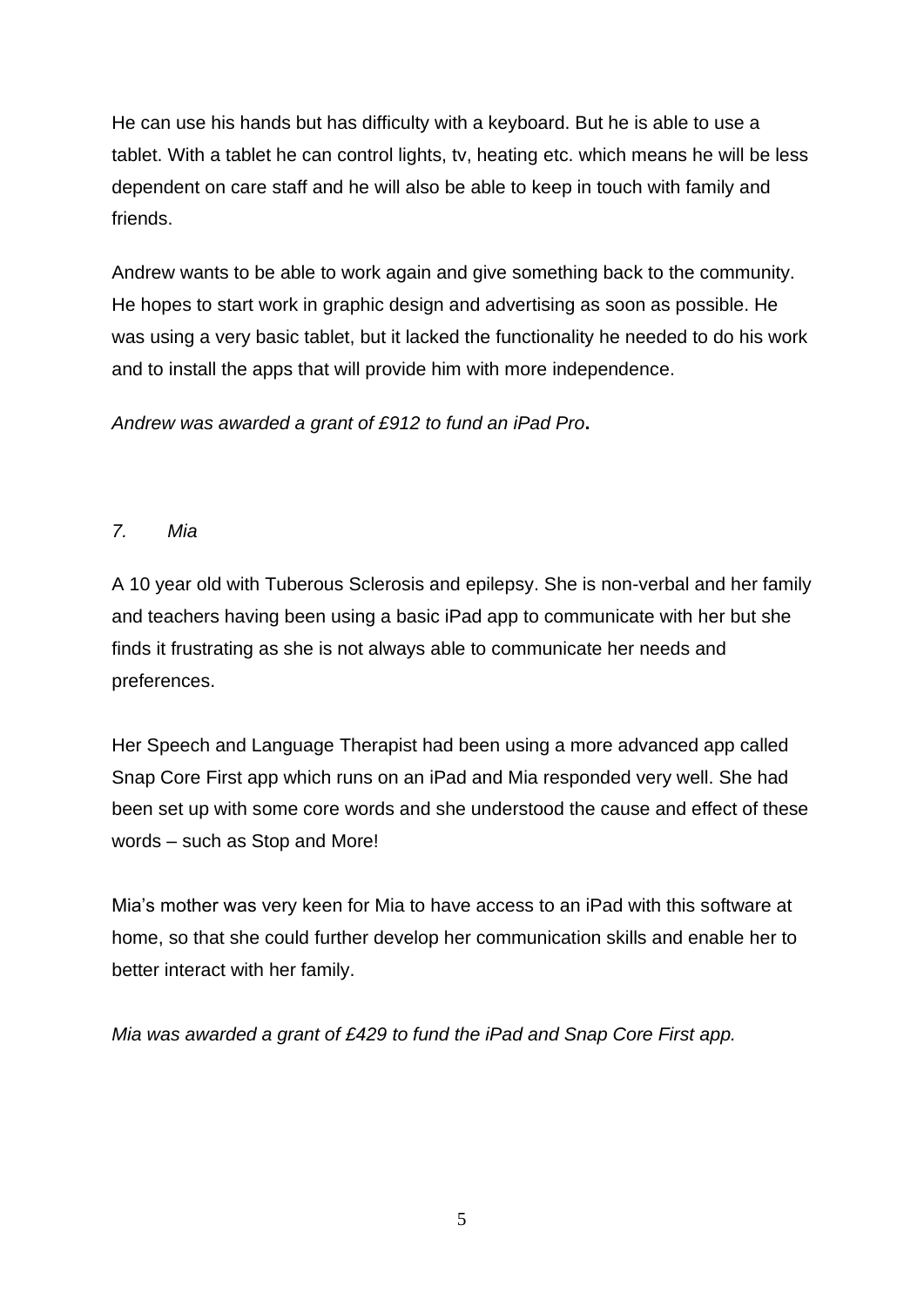He can use his hands but has difficulty with a keyboard. But he is able to use a tablet. With a tablet he can control lights, tv, heating etc. which means he will be less dependent on care staff and he will also be able to keep in touch with family and friends.

Andrew wants to be able to work again and give something back to the community. He hopes to start work in graphic design and advertising as soon as possible. He was using a very basic tablet, but it lacked the functionality he needed to do his work and to install the apps that will provide him with more independence.

*Andrew was awarded a grant of £912 to fund an iPad Pro*.

*7. Mia*

A 10 year old with Tuberous Sclerosis and epilepsy. She is non-verbal and her family and teachers having been using a basic iPad app to communicate with her but she finds it frustrating as she is not always able to communicate her needs and preferences.

Her Speech and Language Therapist had been using a more advanced app called Snap Core First app which runs on an iPad and Mia responded very well. She had been set up with some core words and she understood the cause and effect of these words – such as Stop and More!

Mia's mother was very keen for Mia to have access to an iPad with this software at home, so that she could further develop her communication skills and enable her to better interact with her family.

*Mia was awarded a grant of £429 to fund the iPad and Snap Core First app.*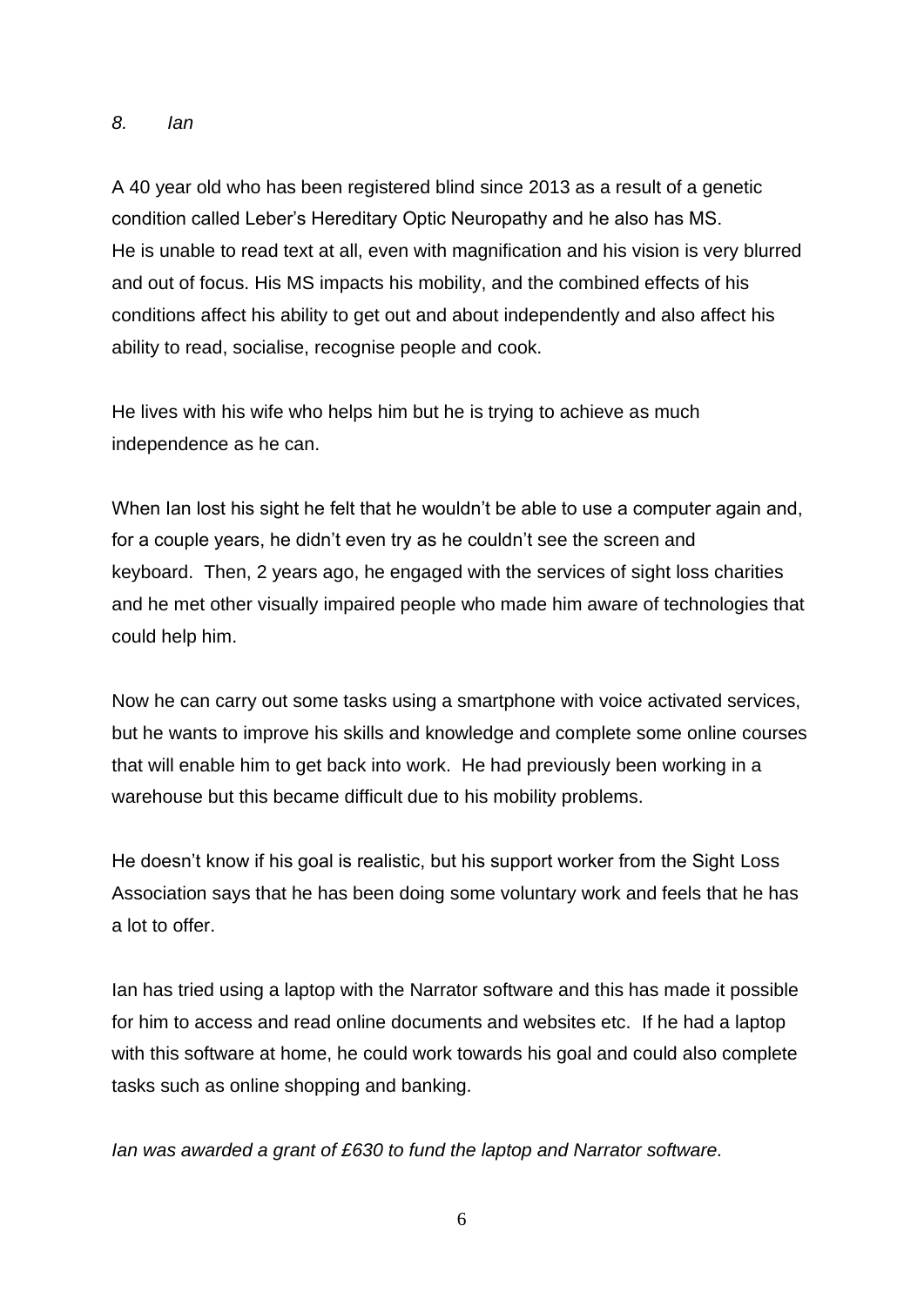*8. Ian*

A 40 year old who has been registered blind since 2013 as a result of a genetic condition called Leber's Hereditary Optic Neuropathy and he also has MS. He is unable to read text at all, even with magnification and his vision is very blurred and out of focus. His MS impacts his mobility, and the combined effects of his conditions affect his ability to get out and about independently and also affect his ability to read, socialise, recognise people and cook.

He lives with his wife who helps him but he is trying to achieve as much independence as he can.

When Ian lost his sight he felt that he wouldn't be able to use a computer again and, for a couple years, he didn't even try as he couldn't see the screen and keyboard. Then, 2 years ago, he engaged with the services of sight loss charities and he met other visually impaired people who made him aware of technologies that could help him.

Now he can carry out some tasks using a smartphone with voice activated services, but he wants to improve his skills and knowledge and complete some online courses that will enable him to get back into work. He had previously been working in a warehouse but this became difficult due to his mobility problems.

He doesn't know if his goal is realistic, but his support worker from the Sight Loss Association says that he has been doing some voluntary work and feels that he has a lot to offer.

Ian has tried using a laptop with the Narrator software and this has made it possible for him to access and read online documents and websites etc. If he had a laptop with this software at home, he could work towards his goal and could also complete tasks such as online shopping and banking.

*Ian was awarded a grant of £630 to fund the laptop and Narrator software.*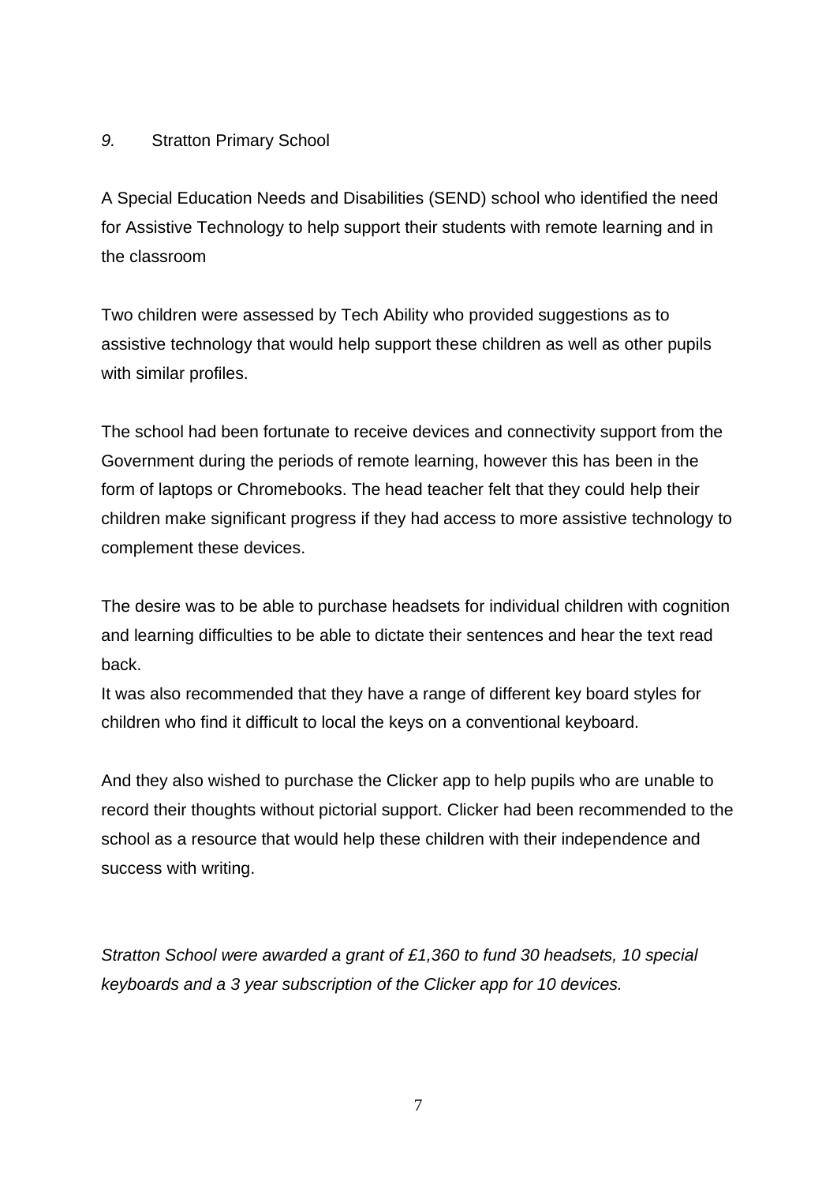*9.* Stratton Primary School

A Special Education Needs and Disabilities (SEND) school who identified the need for Assistive Technology to help support their students with remote learning and in the classroom

Two children were assessed by Tech Ability who provided suggestions as to assistive technology that would help support these children as well as other pupils with similar profiles.

The school had been fortunate to receive devices and connectivity support from the Government during the periods of remote learning, however this has been in the form of laptops or Chromebooks. The head teacher felt that they could help their children make significant progress if they had access to more assistive technology to complement these devices.

The desire was to be able to purchase headsets for individual children with cognition and learning difficulties to be able to dictate their sentences and hear the text read back.
It was also recommended that they have a range of different key board styles for children who find it difficult to local the keys on a conventional keyboard.

And they also wished to purchase the Clicker app to help pupils who are unable to record their thoughts without pictorial support. Clicker had been recommended to the school as a resource that would help these children with their independence and success with writing.

*Stratton School were awarded a grant of £1,360 to fund 30 headsets, 10 special keyboards and a 3 year subscription of the Clicker app for 10 devices.*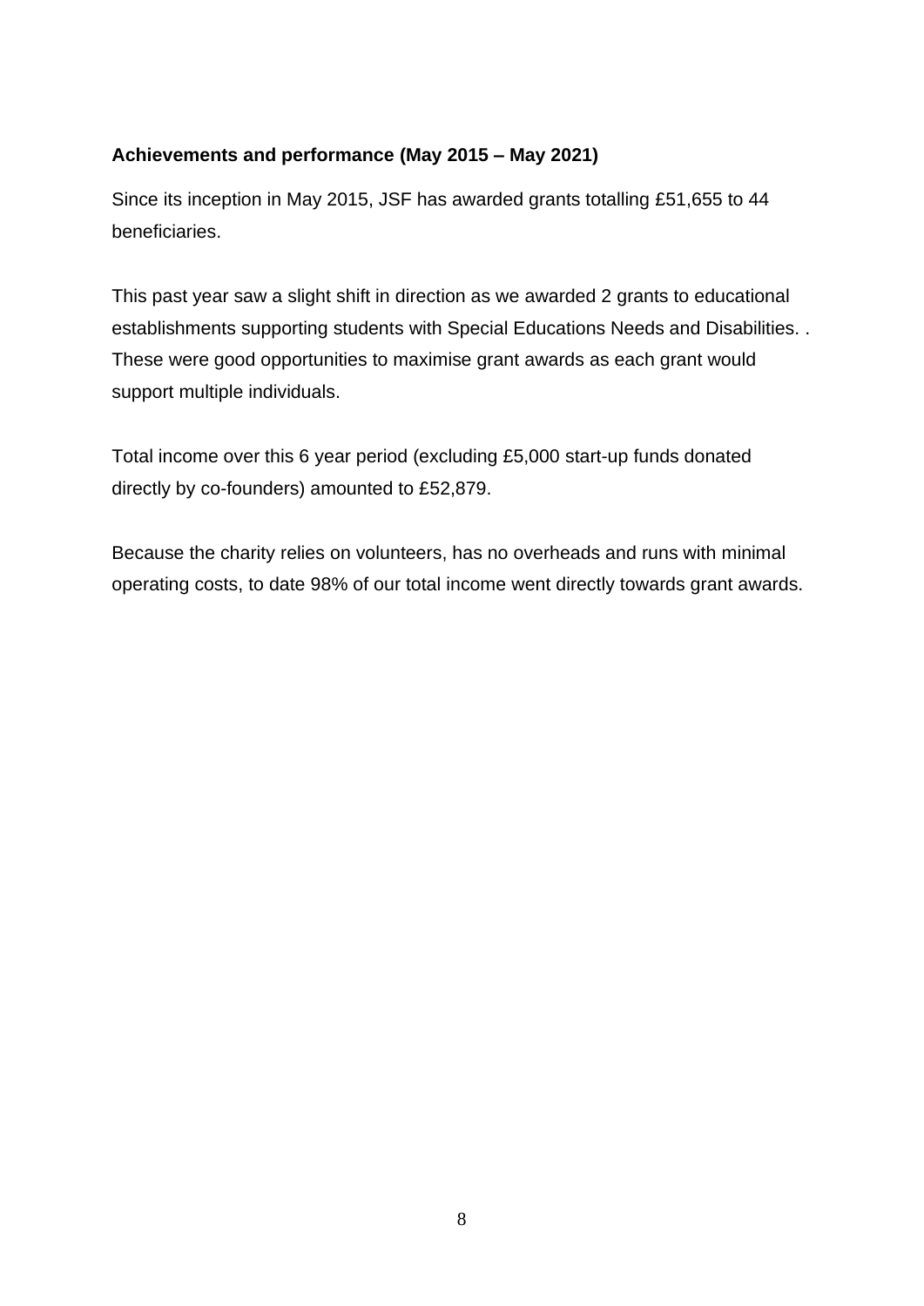**Achievements and performance (May 2015 – May 2021)**

Since its inception in May 2015, JSF has awarded grants totalling £51,655 to 44 beneficiaries.

This past year saw a slight shift in direction as we awarded 2 grants to educational establishments supporting students with Special Educations Needs and Disabilities. . These were good opportunities to maximise grant awards as each grant would support multiple individuals.

Total income over this 6 year period (excluding £5,000 start-up funds donated directly by co-founders) amounted to £52,879.

Because the charity relies on volunteers, has no overheads and runs with minimal operating costs, to date 98% of our total income went directly towards grant awards.